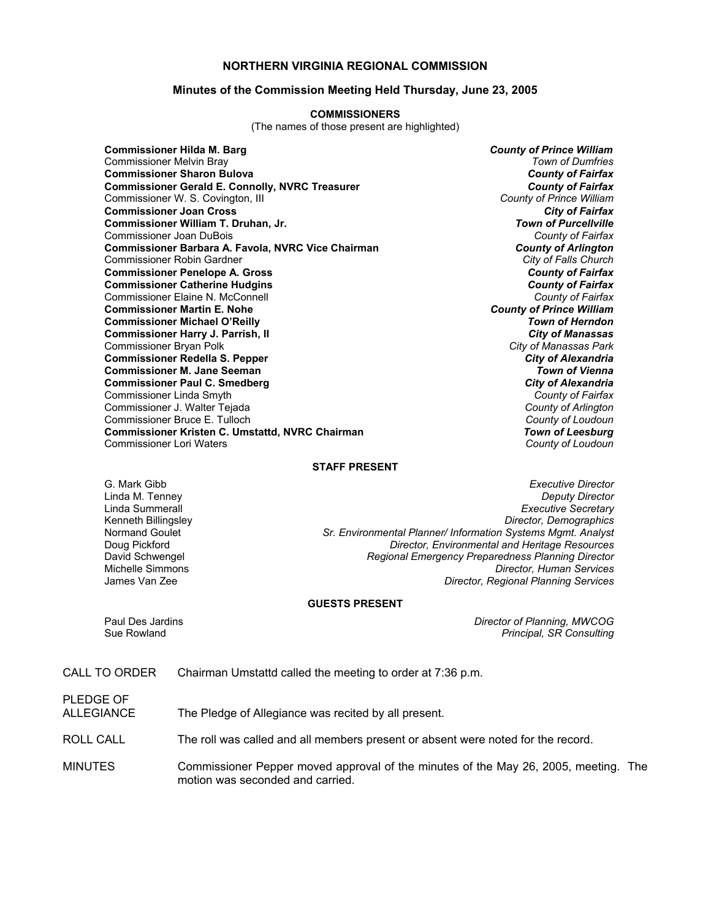# NORTHERN VIRGINIA REGIONAL COMMISSION

## Minutes of the Commission Meeting Held Thursday, June 23, 2005

### COMMISSIONERS

(The names of those present are highlighted)

| | |
|---|---|
| **Commissioner Hilda M. Barg** | ***County of Prince William*** |
| Commissioner Melvin Bray | *Town of Dumfries* |
| **Commissioner Sharon Bulova** | ***County of Fairfax*** |
| **Commissioner Gerald E. Connolly, NVRC Treasurer** | ***County of Fairfax*** |
| Commissioner W. S. Covington, III | *County of Prince William* |
| **Commissioner Joan Cross** | ***City of Fairfax*** |
| **Commissioner William T. Druhan, Jr.** | ***Town of Purcellville*** |
| Commissioner Joan DuBois | *County of Fairfax* |
| **Commissioner Barbara A. Favola, NVRC Vice Chairman** | ***County of Arlington*** |
| Commissioner Robin Gardner | *City of Falls Church* |
| **Commissioner Penelope A. Gross** | ***County of Fairfax*** |
| **Commissioner Catherine Hudgins** | ***County of Fairfax*** |
| Commissioner Elaine N. McConnell | *County of Fairfax* |
| **Commissioner Martin E. Nohe** | ***County of Prince William*** |
| **Commissioner Michael O'Reilly** | ***Town of Herndon*** |
| **Commissioner Harry J. Parrish, II** | ***City of Manassas*** |
| Commissioner Bryan Polk | *City of Manassas Park* |
| **Commissioner Redella S. Pepper** | ***City of Alexandria*** |
| **Commissioner M. Jane Seeman** | ***Town of Vienna*** |
| **Commissioner Paul C. Smedberg** | ***City of Alexandria*** |
| Commissioner Linda Smyth | *County of Fairfax* |
| Commissioner J. Walter Tejada | *County of Arlington* |
| Commissioner Bruce E. Tulloch | *County of Loudoun* |
| **Commissioner Kristen C. Umstattd, NVRC Chairman** | ***Town of Leesburg*** |
| Commissioner Lori Waters | *County of Loudoun* |

### STAFF PRESENT

| | |
|---|---|
| G. Mark Gibb | *Executive Director* |
| Linda M. Tenney | *Deputy Director* |
| Linda Summerall | *Executive Secretary* |
| Kenneth Billingsley | *Director, Demographics* |
| Normand Goulet | *Sr. Environmental Planner/ Information Systems Mgmt. Analyst* |
| Doug Pickford | *Director, Environmental and Heritage Resources* |
| David Schwengel | *Regional Emergency Preparedness Planning Director* |
| Michelle Simmons | *Director, Human Services* |
| James Van Zee | *Director, Regional Planning Services* |

### GUESTS PRESENT

| | |
|---|---|
| Paul Des Jardins | *Director of Planning, MWCOG* |
| Sue Rowland | *Principal, SR Consulting* |

CALL TO ORDER — Chairman Umstattd called the meeting to order at 7:36 p.m.

PLEDGE OF ALLEGIANCE — The Pledge of Allegiance was recited by all present.

ROLL CALL — The roll was called and all members present or absent were noted for the record.

MINUTES — Commissioner Pepper moved approval of the minutes of the May 26, 2005, meeting. The motion was seconded and carried.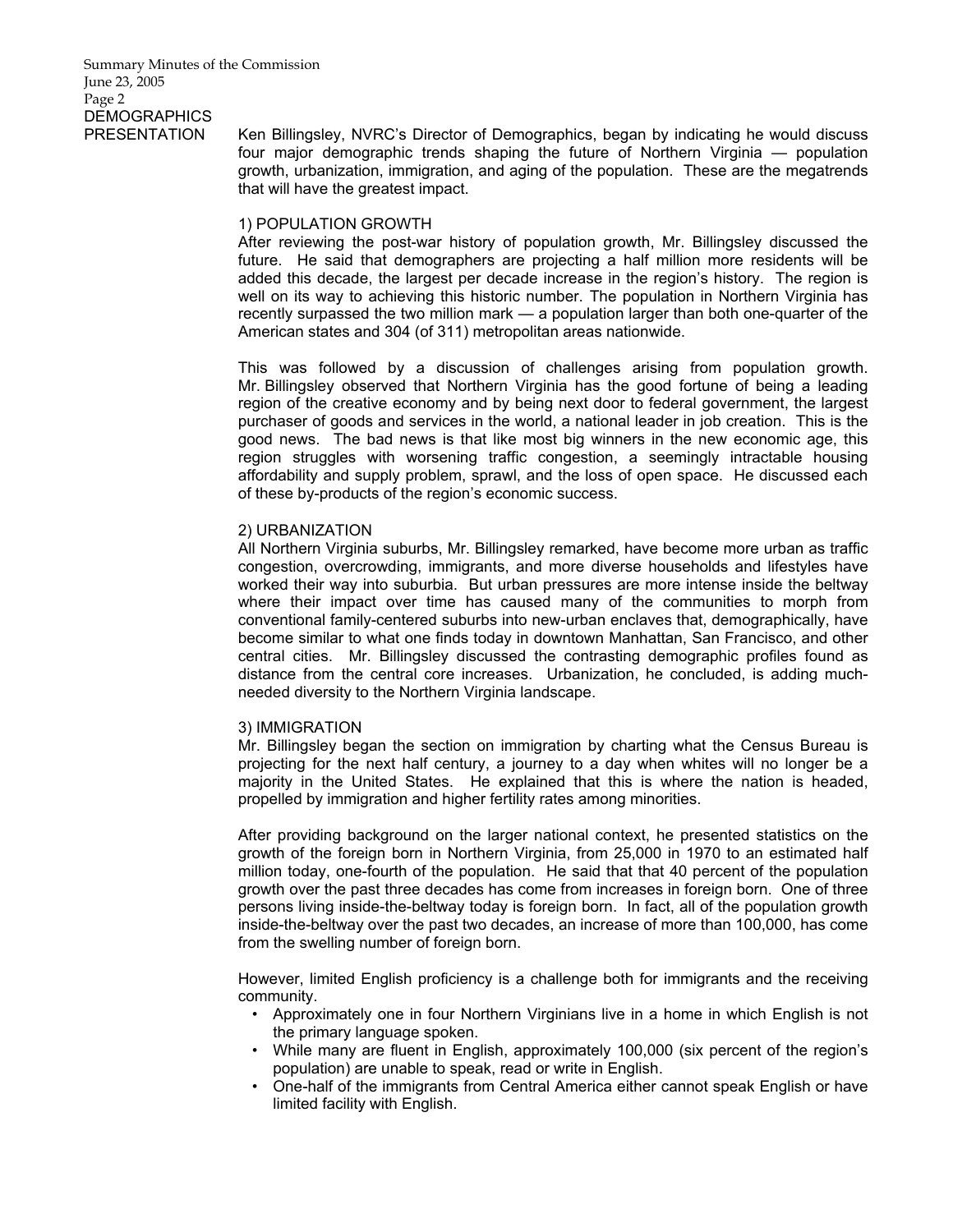## DEMOGRAPHICS PRESENTATION

Ken Billingsley, NVRC's Director of Demographics, began by indicating he would discuss four major demographic trends shaping the future of Northern Virginia — population growth, urbanization, immigration, and aging of the population. These are the megatrends that will have the greatest impact.

### 1) POPULATION GROWTH

After reviewing the post-war history of population growth, Mr. Billingsley discussed the future. He said that demographers are projecting a half million more residents will be added this decade, the largest per decade increase in the region's history. The region is well on its way to achieving this historic number. The population in Northern Virginia has recently surpassed the two million mark — a population larger than both one-quarter of the American states and 304 (of 311) metropolitan areas nationwide.

This was followed by a discussion of challenges arising from population growth. Mr. Billingsley observed that Northern Virginia has the good fortune of being a leading region of the creative economy and by being next door to federal government, the largest purchaser of goods and services in the world, a national leader in job creation. This is the good news. The bad news is that like most big winners in the new economic age, this region struggles with worsening traffic congestion, a seemingly intractable housing affordability and supply problem, sprawl, and the loss of open space. He discussed each of these by-products of the region's economic success.

### 2) URBANIZATION

All Northern Virginia suburbs, Mr. Billingsley remarked, have become more urban as traffic congestion, overcrowding, immigrants, and more diverse households and lifestyles have worked their way into suburbia. But urban pressures are more intense inside the beltway where their impact over time has caused many of the communities to morph from conventional family-centered suburbs into new-urban enclaves that, demographically, have become similar to what one finds today in downtown Manhattan, San Francisco, and other central cities. Mr. Billingsley discussed the contrasting demographic profiles found as distance from the central core increases. Urbanization, he concluded, is adding much-needed diversity to the Northern Virginia landscape.

### 3) IMMIGRATION

Mr. Billingsley began the section on immigration by charting what the Census Bureau is projecting for the next half century, a journey to a day when whites will no longer be a majority in the United States. He explained that this is where the nation is headed, propelled by immigration and higher fertility rates among minorities.

After providing background on the larger national context, he presented statistics on the growth of the foreign born in Northern Virginia, from 25,000 in 1970 to an estimated half million today, one-fourth of the population. He said that that 40 percent of the population growth over the past three decades has come from increases in foreign born. One of three persons living inside-the-beltway today is foreign born. In fact, all of the population growth inside-the-beltway over the past two decades, an increase of more than 100,000, has come from the swelling number of foreign born.

However, limited English proficiency is a challenge both for immigrants and the receiving community.

- Approximately one in four Northern Virginians live in a home in which English is not the primary language spoken.
- While many are fluent in English, approximately 100,000 (six percent of the region's population) are unable to speak, read or write in English.
- One-half of the immigrants from Central America either cannot speak English or have limited facility with English.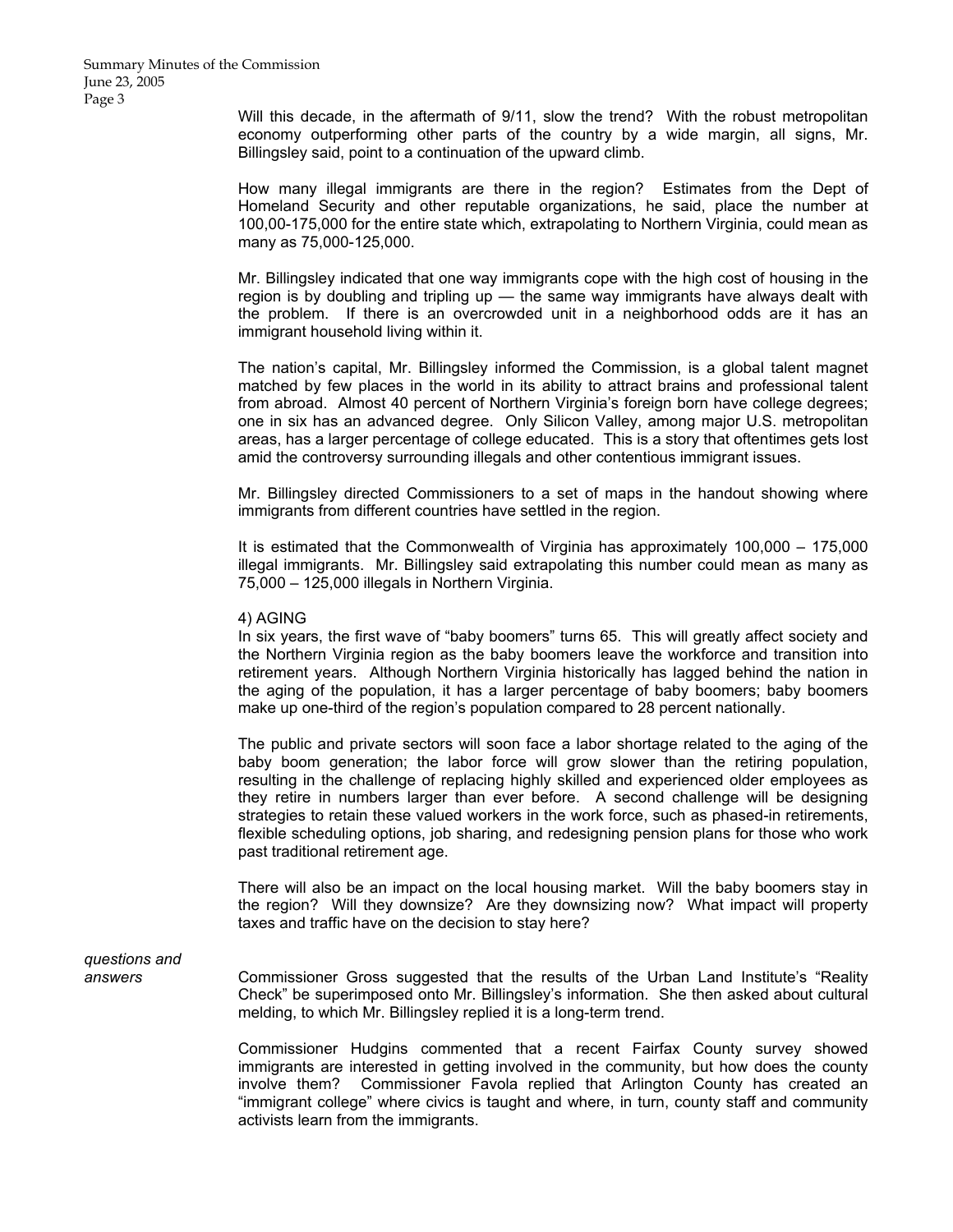Will this decade, in the aftermath of 9/11, slow the trend? With the robust metropolitan economy outperforming other parts of the country by a wide margin, all signs, Mr. Billingsley said, point to a continuation of the upward climb.

How many illegal immigrants are there in the region? Estimates from the Dept of Homeland Security and other reputable organizations, he said, place the number at 100,00-175,000 for the entire state which, extrapolating to Northern Virginia, could mean as many as 75,000-125,000.

Mr. Billingsley indicated that one way immigrants cope with the high cost of housing in the region is by doubling and tripling up — the same way immigrants have always dealt with the problem. If there is an overcrowded unit in a neighborhood odds are it has an immigrant household living within it.

The nation's capital, Mr. Billingsley informed the Commission, is a global talent magnet matched by few places in the world in its ability to attract brains and professional talent from abroad. Almost 40 percent of Northern Virginia's foreign born have college degrees; one in six has an advanced degree. Only Silicon Valley, among major U.S. metropolitan areas, has a larger percentage of college educated. This is a story that oftentimes gets lost amid the controversy surrounding illegals and other contentious immigrant issues.

Mr. Billingsley directed Commissioners to a set of maps in the handout showing where immigrants from different countries have settled in the region.

It is estimated that the Commonwealth of Virginia has approximately 100,000 – 175,000 illegal immigrants. Mr. Billingsley said extrapolating this number could mean as many as 75,000 – 125,000 illegals in Northern Virginia.

4) AGING

In six years, the first wave of "baby boomers" turns 65. This will greatly affect society and the Northern Virginia region as the baby boomers leave the workforce and transition into retirement years. Although Northern Virginia historically has lagged behind the nation in the aging of the population, it has a larger percentage of baby boomers; baby boomers make up one-third of the region's population compared to 28 percent nationally.

The public and private sectors will soon face a labor shortage related to the aging of the baby boom generation; the labor force will grow slower than the retiring population, resulting in the challenge of replacing highly skilled and experienced older employees as they retire in numbers larger than ever before. A second challenge will be designing strategies to retain these valued workers in the work force, such as phased-in retirements, flexible scheduling options, job sharing, and redesigning pension plans for those who work past traditional retirement age.

There will also be an impact on the local housing market. Will the baby boomers stay in the region? Will they downsize? Are they downsizing now? What impact will property taxes and traffic have on the decision to stay here?

*questions and answers*

Commissioner Gross suggested that the results of the Urban Land Institute's "Reality Check" be superimposed onto Mr. Billingsley's information. She then asked about cultural melding, to which Mr. Billingsley replied it is a long-term trend.

Commissioner Hudgins commented that a recent Fairfax County survey showed immigrants are interested in getting involved in the community, but how does the county involve them? Commissioner Favola replied that Arlington County has created an "immigrant college" where civics is taught and where, in turn, county staff and community activists learn from the immigrants.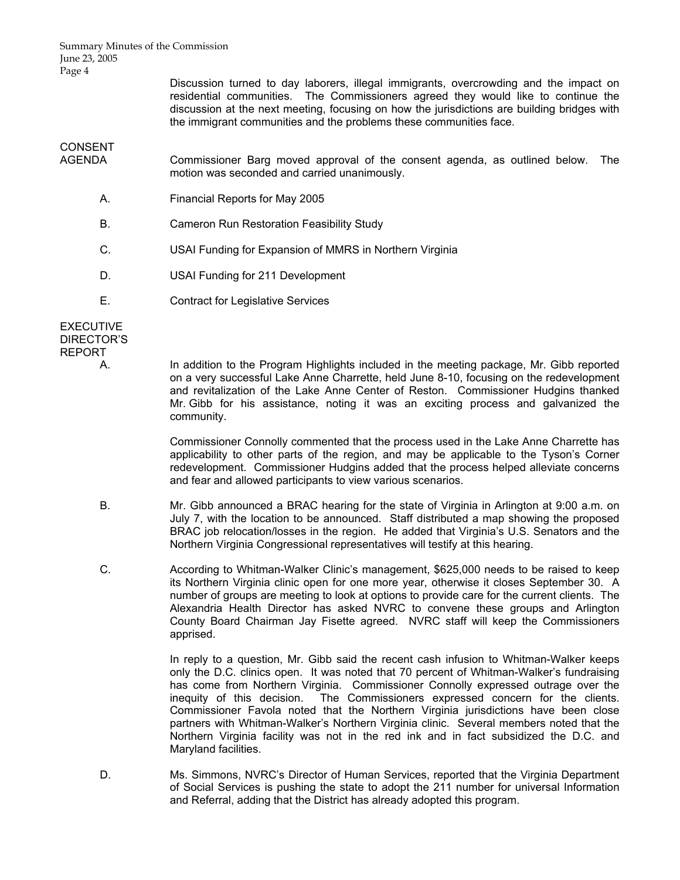Discussion turned to day laborers, illegal immigrants, overcrowding and the impact on residential communities. The Commissioners agreed they would like to continue the discussion at the next meeting, focusing on how the jurisdictions are building bridges with the immigrant communities and the problems these communities face.

**CONSENT AGENDA**

Commissioner Barg moved approval of the consent agenda, as outlined below. The motion was seconded and carried unanimously.

A. Financial Reports for May 2005

B. Cameron Run Restoration Feasibility Study

C. USAI Funding for Expansion of MMRS in Northern Virginia

D. USAI Funding for 211 Development

E. Contract for Legislative Services

**EXECUTIVE DIRECTOR'S REPORT**

A. In addition to the Program Highlights included in the meeting package, Mr. Gibb reported on a very successful Lake Anne Charrette, held June 8-10, focusing on the redevelopment and revitalization of the Lake Anne Center of Reston. Commissioner Hudgins thanked Mr. Gibb for his assistance, noting it was an exciting process and galvanized the community.

Commissioner Connolly commented that the process used in the Lake Anne Charrette has applicability to other parts of the region, and may be applicable to the Tyson's Corner redevelopment. Commissioner Hudgins added that the process helped alleviate concerns and fear and allowed participants to view various scenarios.

B. Mr. Gibb announced a BRAC hearing for the state of Virginia in Arlington at 9:00 a.m. on July 7, with the location to be announced. Staff distributed a map showing the proposed BRAC job relocation/losses in the region. He added that Virginia's U.S. Senators and the Northern Virginia Congressional representatives will testify at this hearing.

C. According to Whitman-Walker Clinic's management, $625,000 needs to be raised to keep its Northern Virginia clinic open for one more year, otherwise it closes September 30. A number of groups are meeting to look at options to provide care for the current clients. The Alexandria Health Director has asked NVRC to convene these groups and Arlington County Board Chairman Jay Fisette agreed. NVRC staff will keep the Commissioners apprised.

In reply to a question, Mr. Gibb said the recent cash infusion to Whitman-Walker keeps only the D.C. clinics open. It was noted that 70 percent of Whitman-Walker's fundraising has come from Northern Virginia. Commissioner Connolly expressed outrage over the inequity of this decision. The Commissioners expressed concern for the clients. Commissioner Favola noted that the Northern Virginia jurisdictions have been close partners with Whitman-Walker's Northern Virginia clinic. Several members noted that the Northern Virginia facility was not in the red ink and in fact subsidized the D.C. and Maryland facilities.

D. Ms. Simmons, NVRC's Director of Human Services, reported that the Virginia Department of Social Services is pushing the state to adopt the 211 number for universal Information and Referral, adding that the District has already adopted this program.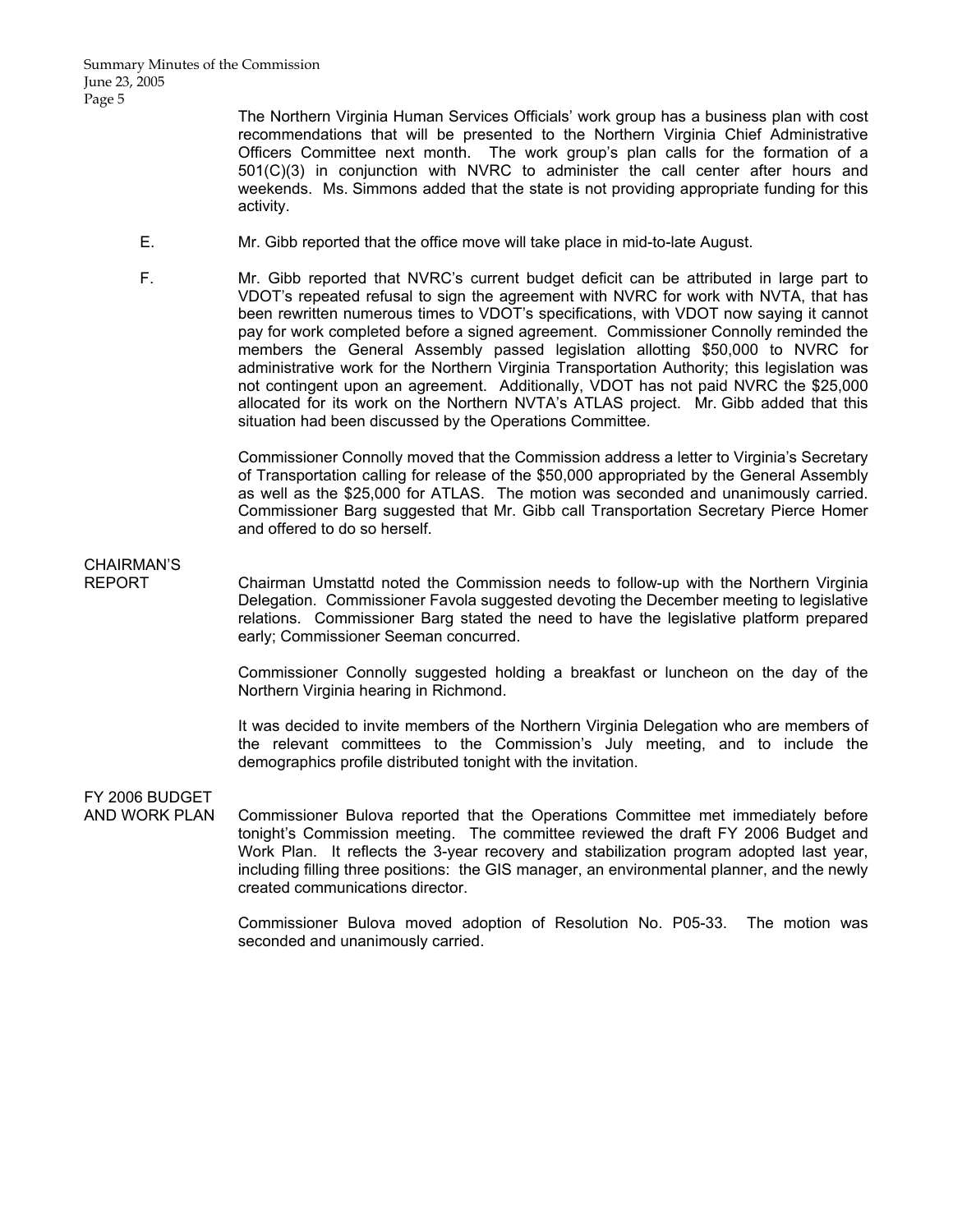The Northern Virginia Human Services Officials' work group has a business plan with cost recommendations that will be presented to the Northern Virginia Chief Administrative Officers Committee next month. The work group's plan calls for the formation of a 501(C)(3) in conjunction with NVRC to administer the call center after hours and weekends. Ms. Simmons added that the state is not providing appropriate funding for this activity.

E. Mr. Gibb reported that the office move will take place in mid-to-late August.

F. Mr. Gibb reported that NVRC's current budget deficit can be attributed in large part to VDOT's repeated refusal to sign the agreement with NVRC for work with NVTA, that has been rewritten numerous times to VDOT's specifications, with VDOT now saying it cannot pay for work completed before a signed agreement. Commissioner Connolly reminded the members the General Assembly passed legislation allotting $50,000 to NVRC for administrative work for the Northern Virginia Transportation Authority; this legislation was not contingent upon an agreement. Additionally, VDOT has not paid NVRC the $25,000 allocated for its work on the Northern NVTA's ATLAS project. Mr. Gibb added that this situation had been discussed by the Operations Committee.

Commissioner Connolly moved that the Commission address a letter to Virginia's Secretary of Transportation calling for release of the $50,000 appropriated by the General Assembly as well as the $25,000 for ATLAS. The motion was seconded and unanimously carried. Commissioner Barg suggested that Mr. Gibb call Transportation Secretary Pierce Homer and offered to do so herself.

**CHAIRMAN'S REPORT**

Chairman Umstattd noted the Commission needs to follow-up with the Northern Virginia Delegation. Commissioner Favola suggested devoting the December meeting to legislative relations. Commissioner Barg stated the need to have the legislative platform prepared early; Commissioner Seeman concurred.

Commissioner Connolly suggested holding a breakfast or luncheon on the day of the Northern Virginia hearing in Richmond.

It was decided to invite members of the Northern Virginia Delegation who are members of the relevant committees to the Commission's July meeting, and to include the demographics profile distributed tonight with the invitation.

**FY 2006 BUDGET AND WORK PLAN**

Commissioner Bulova reported that the Operations Committee met immediately before tonight's Commission meeting. The committee reviewed the draft FY 2006 Budget and Work Plan. It reflects the 3-year recovery and stabilization program adopted last year, including filling three positions: the GIS manager, an environmental planner, and the newly created communications director.

Commissioner Bulova moved adoption of Resolution No. P05-33. The motion was seconded and unanimously carried.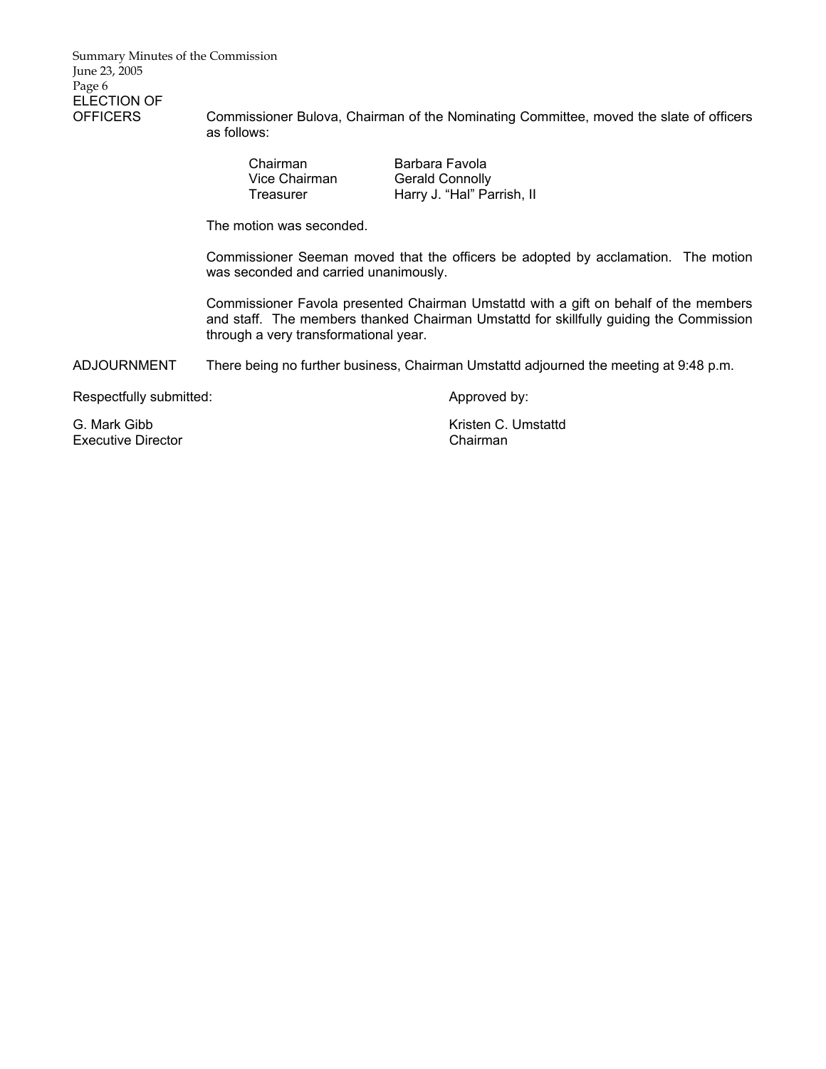**ELECTION OF OFFICERS**

Commissioner Bulova, Chairman of the Nominating Committee, moved the slate of officers as follows:

| | |
|---|---|
| Chairman | Barbara Favola |
| Vice Chairman | Gerald Connolly |
| Treasurer | Harry J. "Hal" Parrish, II |

The motion was seconded.

Commissioner Seeman moved that the officers be adopted by acclamation. The motion was seconded and carried unanimously.

Commissioner Favola presented Chairman Umstattd with a gift on behalf of the members and staff. The members thanked Chairman Umstattd for skillfully guiding the Commission through a very transformational year.

**ADJOURNMENT**

There being no further business, Chairman Umstattd adjourned the meeting at 9:48 p.m.

Respectfully submitted:

G. Mark Gibb
Executive Director

Approved by:

Kristen C. Umstattd
Chairman